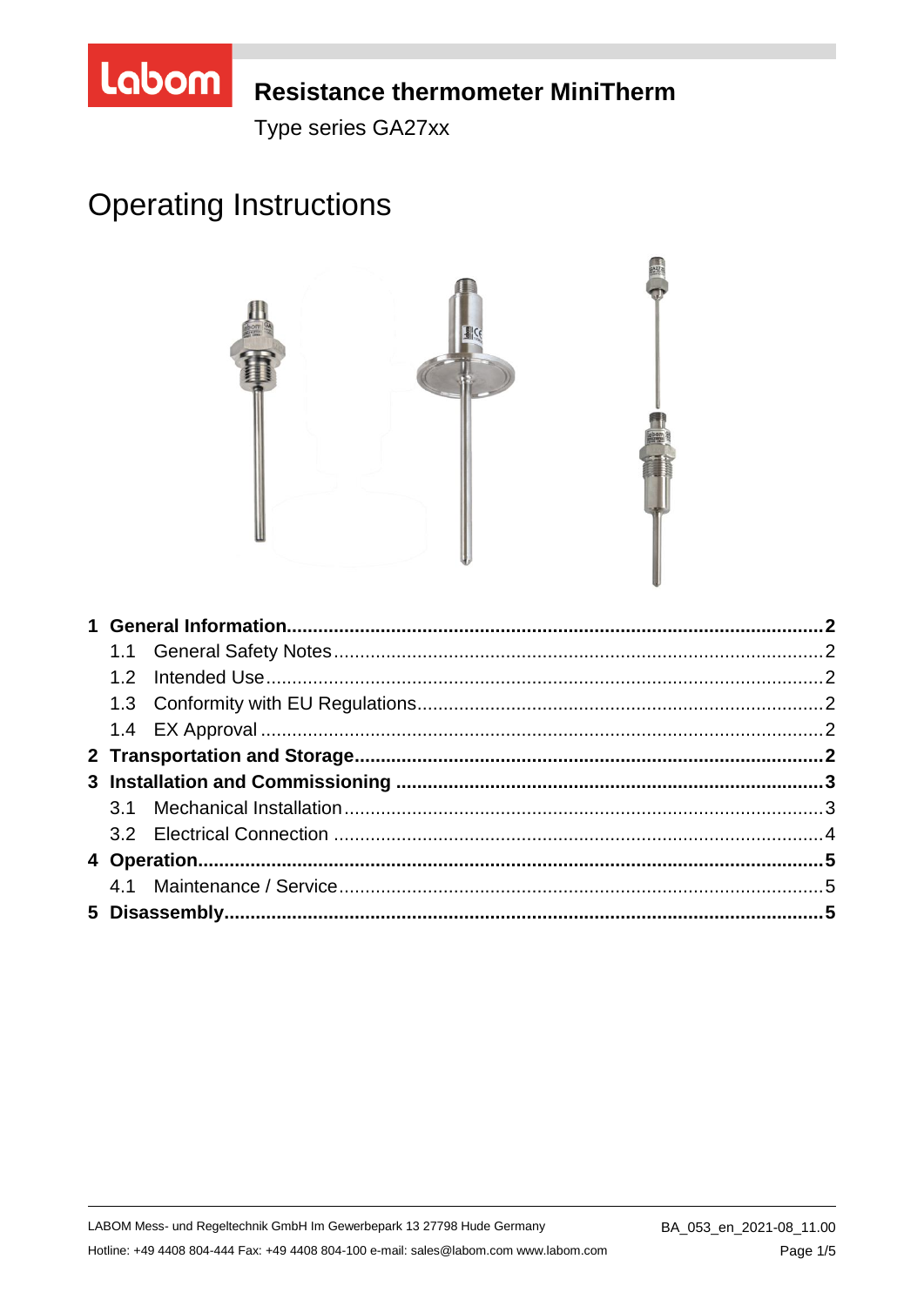# Resistance thermometer MiniTherm

Type series GA27xx

# Operating Instructions

| | | |
|---|---|---|
| **1** | **General Information** | **2** |
| 1.1 | General Safety Notes | 2 |
| 1.2 | Intended Use | 2 |
| 1.3 | Conformity with EU Regulations | 2 |
| 1.4 | EX Approval | 2 |
| **2** | **Transportation and Storage** | **2** |
| **3** | **Installation and Commissioning** | **3** |
| 3.1 | Mechanical Installation | 3 |
| 3.2 | Electrical Connection | 4 |
| **4** | **Operation** | **5** |
| 4.1 | Maintenance / Service | 5 |
| **5** | **Disassembly** | **5** |

LABOM Mess- und Regeltechnik GmbH Im Gewerbepark 13 27798 Hude Germany

Hotline: +49 4408 804-444 Fax: +49 4408 804-100 e-mail: sales@labom.com www.labom.com

BA_053_en_2021-08_11.00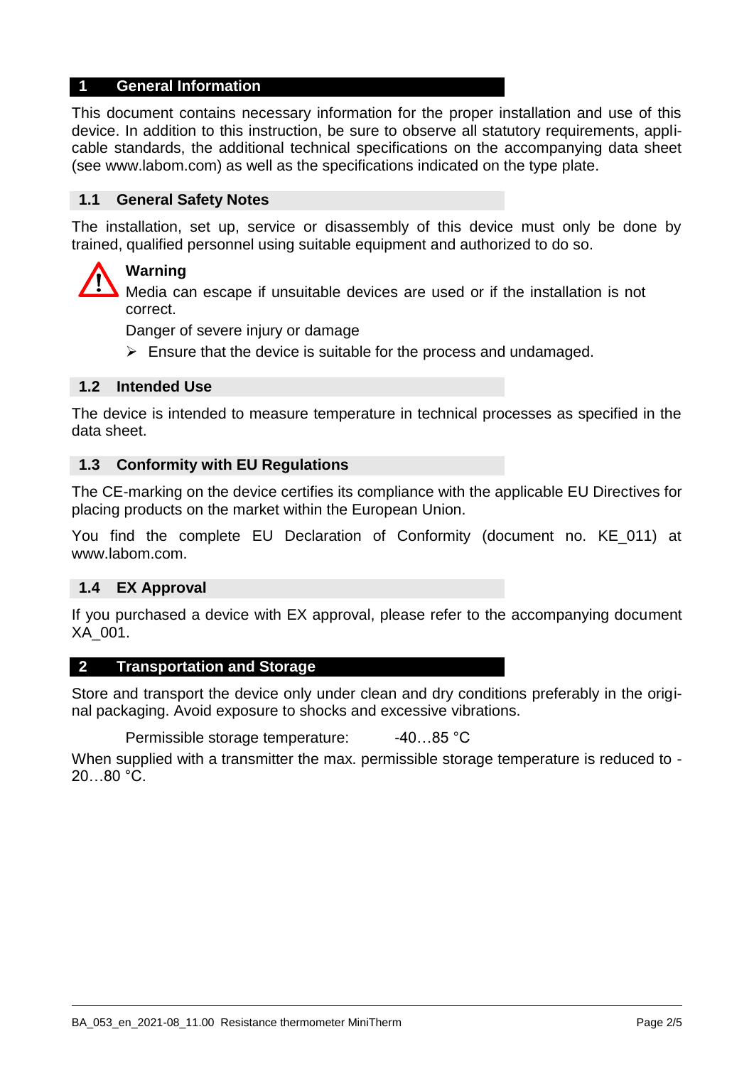# 1 General Information

This document contains necessary information for the proper installation and use of this device. In addition to this instruction, be sure to observe all statutory requirements, applicable standards, the additional technical specifications on the accompanying data sheet (see www.labom.com) as well as the specifications indicated on the type plate.

## 1.1 General Safety Notes

The installation, set up, service or disassembly of this device must only be done by trained, qualified personnel using suitable equipment and authorized to do so.

**Warning**

Media can escape if unsuitable devices are used or if the installation is not correct.

Danger of severe injury or damage

- Ensure that the device is suitable for the process and undamaged.

## 1.2 Intended Use

The device is intended to measure temperature in technical processes as specified in the data sheet.

## 1.3 Conformity with EU Regulations

The CE-marking on the device certifies its compliance with the applicable EU Directives for placing products on the market within the European Union.

You find the complete EU Declaration of Conformity (document no. KE_011) at www.labom.com.

## 1.4 EX Approval

If you purchased a device with EX approval, please refer to the accompanying document XA_001.

# 2 Transportation and Storage

Store and transport the device only under clean and dry conditions preferably in the original packaging. Avoid exposure to shocks and excessive vibrations.

Permissible storage temperature: -40…85 °C

When supplied with a transmitter the max. permissible storage temperature is reduced to -20…80 °C.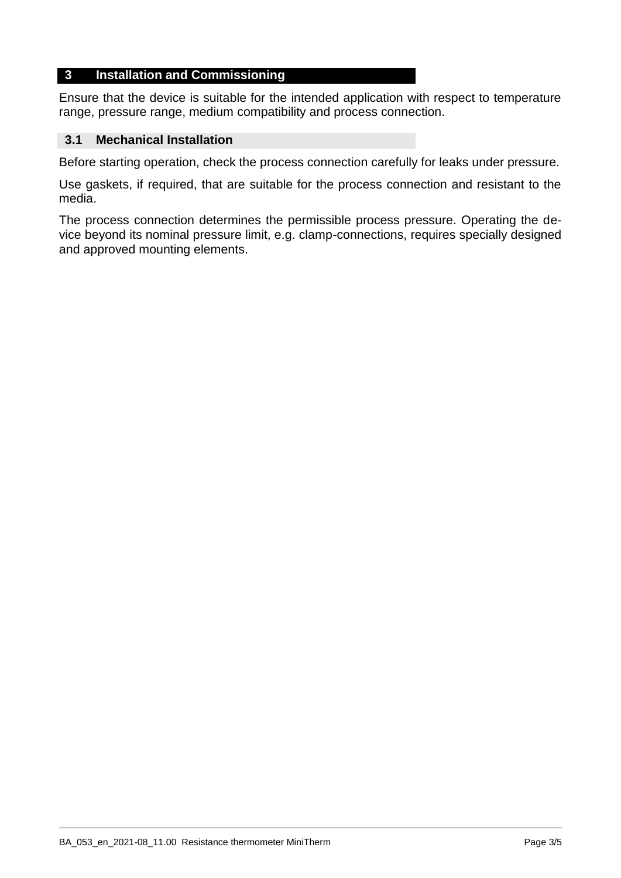# 3 Installation and Commissioning

Ensure that the device is suitable for the intended application with respect to temperature range, pressure range, medium compatibility and process connection.

## 3.1 Mechanical Installation

Before starting operation, check the process connection carefully for leaks under pressure.

Use gaskets, if required, that are suitable for the process connection and resistant to the media.

The process connection determines the permissible process pressure. Operating the device beyond its nominal pressure limit, e.g. clamp-connections, requires specially designed and approved mounting elements.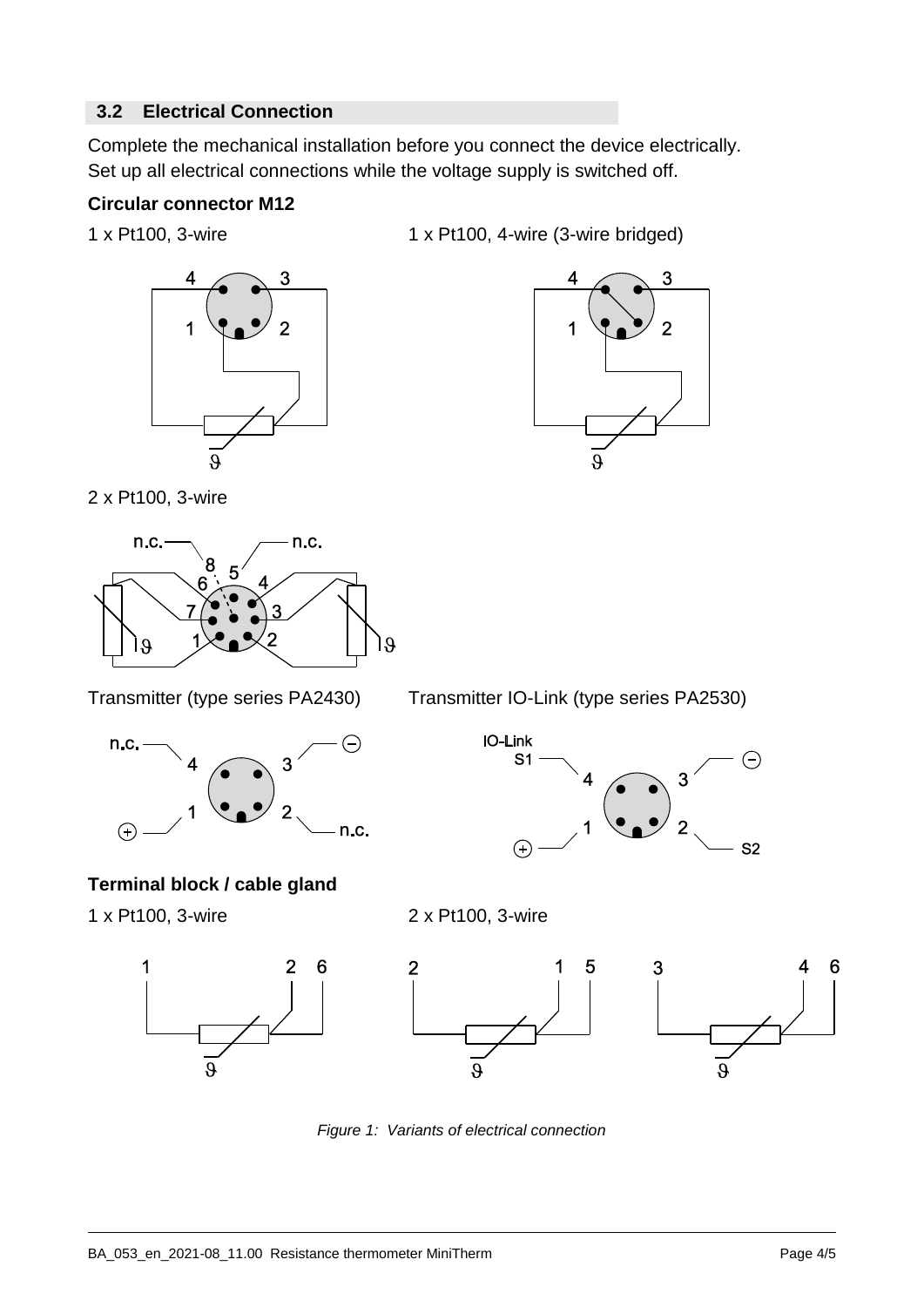## 3.2 Electrical Connection

Complete the mechanical installation before you connect the device electrically.
Set up all electrical connections while the voltage supply is switched off.

**Circular connector M12**

1 x Pt100, 3-wire

1 x Pt100, 4-wire (3-wire bridged)

2 x Pt100, 3-wire

Transmitter (type series PA2430)

Transmitter IO-Link (type series PA2530)

**Terminal block / cable gland**

1 x Pt100, 3-wire

2 x Pt100, 3-wire

*Figure 1: Variants of electrical connection*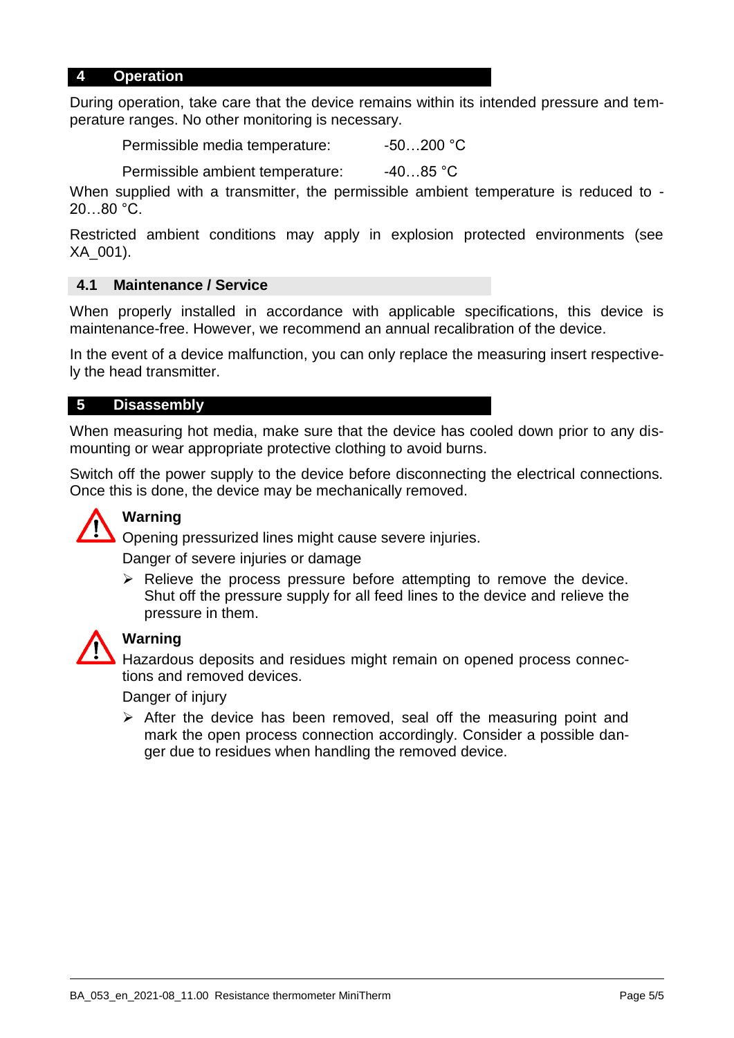## 4 Operation

During operation, take care that the device remains within its intended pressure and temperature ranges. No other monitoring is necessary.

Permissible media temperature: -50…200 °C

Permissible ambient temperature: -40…85 °C

When supplied with a transmitter, the permissible ambient temperature is reduced to -20…80 °C.

Restricted ambient conditions may apply in explosion protected environments (see XA_001).

### 4.1 Maintenance / Service

When properly installed in accordance with applicable specifications, this device is maintenance-free. However, we recommend an annual recalibration of the device.

In the event of a device malfunction, you can only replace the measuring insert respectively the head transmitter.

## 5 Disassembly

When measuring hot media, make sure that the device has cooled down prior to any dismounting or wear appropriate protective clothing to avoid burns.

Switch off the power supply to the device before disconnecting the electrical connections. Once this is done, the device may be mechanically removed.

**Warning**

Opening pressurized lines might cause severe injuries.

Danger of severe injuries or damage

- Relieve the process pressure before attempting to remove the device. Shut off the pressure supply for all feed lines to the device and relieve the pressure in them.

**Warning**

Hazardous deposits and residues might remain on opened process connections and removed devices.

Danger of injury

- After the device has been removed, seal off the measuring point and mark the open process connection accordingly. Consider a possible danger due to residues when handling the removed device.